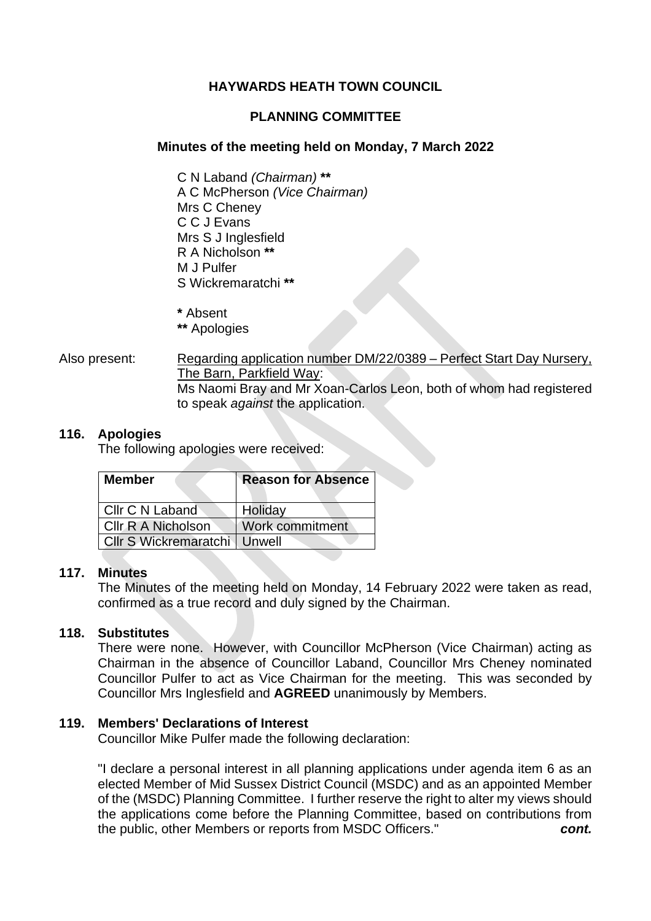# HAYWARDS HEATH TOWN COUNCIL

## PLANNING COMMITTEE

### Minutes of the meeting held on Monday, 7 March 2022

C N Laband *(Chairman)* **\*\***
A C McPherson *(Vice Chairman)*
Mrs C Cheney
C C J Evans
Mrs S J Inglesfield
R A Nicholson **\*\***
M J Pulfer
S Wickremaratchi **\*\***

**\*** Absent
**\*\*** Apologies

Also present: Regarding application number DM/22/0389 – Perfect Start Day Nursery, The Barn, Parkfield Way:
Ms Naomi Bray and Mr Xoan-Carlos Leon, both of whom had registered to speak *against* the application.

**116. Apologies**

The following apologies were received:

| Member | Reason for Absence |
|---|---|
| Cllr C N Laband | Holiday |
| Cllr R A Nicholson | Work commitment |
| Cllr S Wickremaratchi | Unwell |

**117. Minutes**

The Minutes of the meeting held on Monday, 14 February 2022 were taken as read, confirmed as a true record and duly signed by the Chairman.

**118. Substitutes**

There were none. However, with Councillor McPherson (Vice Chairman) acting as Chairman in the absence of Councillor Laband, Councillor Mrs Cheney nominated Councillor Pulfer to act as Vice Chairman for the meeting. This was seconded by Councillor Mrs Inglesfield and **AGREED** unanimously by Members.

**119. Members' Declarations of Interest**

Councillor Mike Pulfer made the following declaration:

"I declare a personal interest in all planning applications under agenda item 6 as an elected Member of Mid Sussex District Council (MSDC) and as an appointed Member of the (MSDC) Planning Committee. I further reserve the right to alter my views should the applications come before the Planning Committee, based on contributions from the public, other Members or reports from MSDC Officers." ***cont.***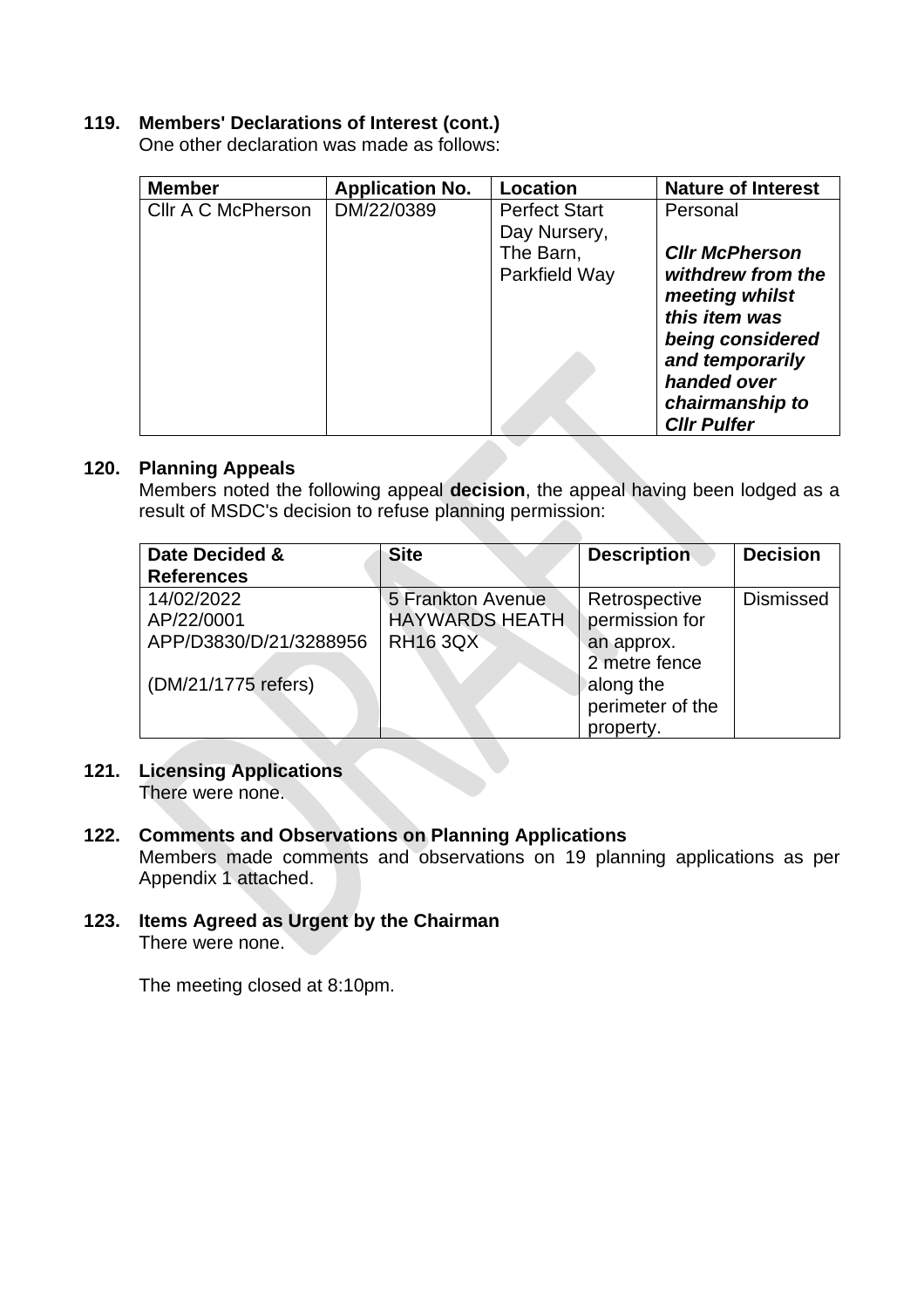## 119. Members' Declarations of Interest (cont.)

One other declaration was made as follows:

| Member | Application No. | Location | Nature of Interest |
|---|---|---|---|
| Cllr A C McPherson | DM/22/0389 | Perfect Start Day Nursery, The Barn, Parkfield Way | Personal<br><br>***Cllr McPherson withdrew from the meeting whilst this item was being considered and temporarily handed over chairmanship to Cllr Pulfer*** |

## 120. Planning Appeals

Members noted the following appeal **decision**, the appeal having been lodged as a result of MSDC's decision to refuse planning permission:

| Date Decided & References | Site | Description | Decision |
|---|---|---|---|
| 14/02/2022<br>AP/22/0001<br>APP/D3830/D/21/3288956<br><br>(DM/21/1775 refers) | 5 Frankton Avenue<br>HAYWARDS HEATH<br>RH16 3QX | Retrospective permission for an approx. 2 metre fence along the perimeter of the property. | Dismissed |

## 121. Licensing Applications

There were none.

## 122. Comments and Observations on Planning Applications

Members made comments and observations on 19 planning applications as per Appendix 1 attached.

## 123. Items Agreed as Urgent by the Chairman

There were none.

The meeting closed at 8:10pm.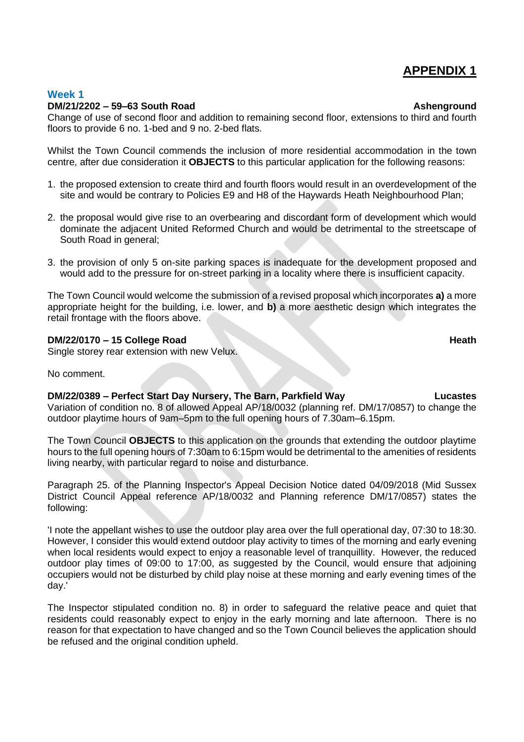# APPENDIX 1

## Week 1

**DM/21/2202 – 59–63 South Road** **Ashenground**

Change of use of second floor and addition to remaining second floor, extensions to third and fourth floors to provide 6 no. 1-bed and 9 no. 2-bed flats.

Whilst the Town Council commends the inclusion of more residential accommodation in the town centre, after due consideration it **OBJECTS** to this particular application for the following reasons:

1. the proposed extension to create third and fourth floors would result in an overdevelopment of the site and would be contrary to Policies E9 and H8 of the Haywards Heath Neighbourhood Plan;
2. the proposal would give rise to an overbearing and discordant form of development which would dominate the adjacent United Reformed Church and would be detrimental to the streetscape of South Road in general;
3. the provision of only 5 on-site parking spaces is inadequate for the development proposed and would add to the pressure for on-street parking in a locality where there is insufficient capacity.

The Town Council would welcome the submission of a revised proposal which incorporates **a)** a more appropriate height for the building, i.e. lower, and **b)** a more aesthetic design which integrates the retail frontage with the floors above.

**DM/22/0170 – 15 College Road** **Heath**

Single storey rear extension with new Velux.

No comment.

**DM/22/0389 – Perfect Start Day Nursery, The Barn, Parkfield Way** **Lucastes**

Variation of condition no. 8 of allowed Appeal AP/18/0032 (planning ref. DM/17/0857) to change the outdoor playtime hours of 9am–5pm to the full opening hours of 7.30am–6.15pm.

The Town Council **OBJECTS** to this application on the grounds that extending the outdoor playtime hours to the full opening hours of 7:30am to 6:15pm would be detrimental to the amenities of residents living nearby, with particular regard to noise and disturbance.

Paragraph 25. of the Planning Inspector's Appeal Decision Notice dated 04/09/2018 (Mid Sussex District Council Appeal reference AP/18/0032 and Planning reference DM/17/0857) states the following:

'I note the appellant wishes to use the outdoor play area over the full operational day, 07:30 to 18:30. However, I consider this would extend outdoor play activity to times of the morning and early evening when local residents would expect to enjoy a reasonable level of tranquillity. However, the reduced outdoor play times of 09:00 to 17:00, as suggested by the Council, would ensure that adjoining occupiers would not be disturbed by child play noise at these morning and early evening times of the day.'

The Inspector stipulated condition no. 8) in order to safeguard the relative peace and quiet that residents could reasonably expect to enjoy in the early morning and late afternoon. There is no reason for that expectation to have changed and so the Town Council believes the application should be refused and the original condition upheld.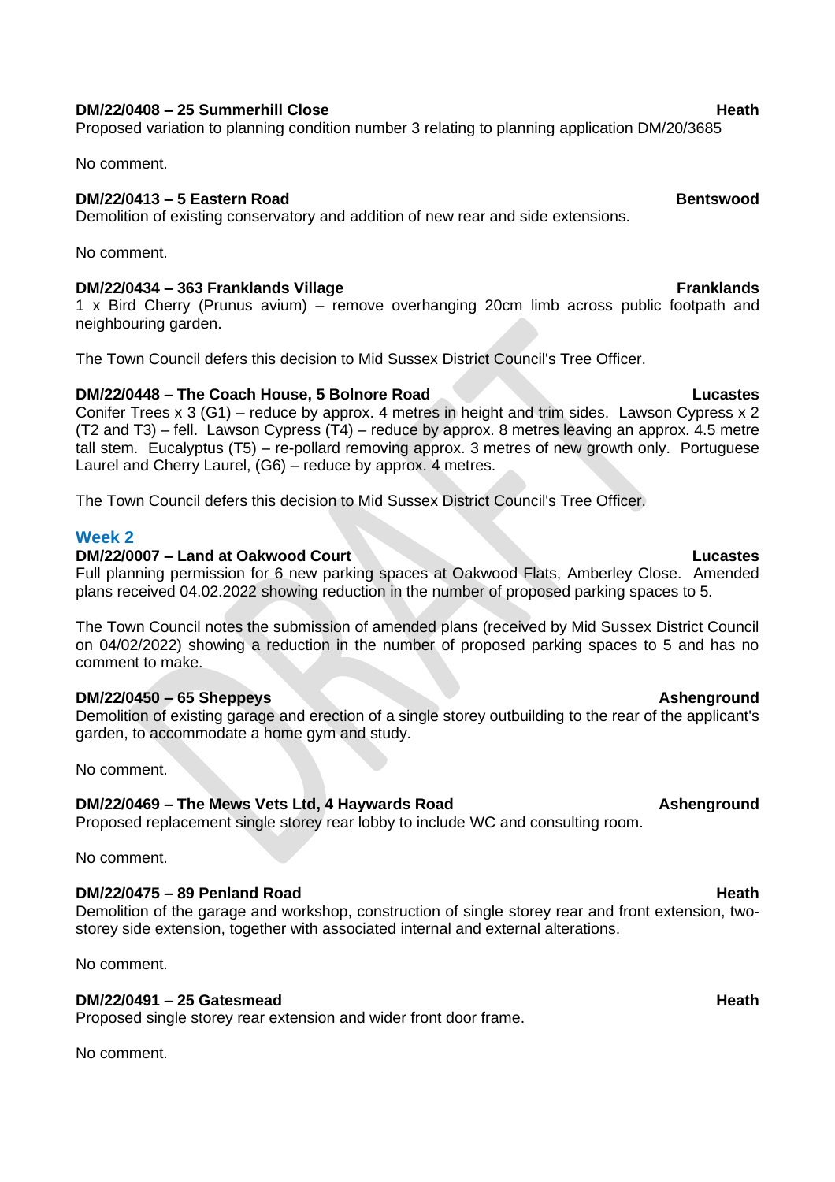**DM/22/0408 – 25 Summerhill Close** **Heath**
Proposed variation to planning condition number 3 relating to planning application DM/20/3685

No comment.

**DM/22/0413 – 5 Eastern Road** **Bentswood**
Demolition of existing conservatory and addition of new rear and side extensions.

No comment.

**DM/22/0434 – 363 Franklands Village** **Franklands**
1 x Bird Cherry (Prunus avium) – remove overhanging 20cm limb across public footpath and neighbouring garden.

The Town Council defers this decision to Mid Sussex District Council's Tree Officer.

**DM/22/0448 – The Coach House, 5 Bolnore Road** **Lucastes**
Conifer Trees x 3 (G1) – reduce by approx. 4 metres in height and trim sides. Lawson Cypress x 2 (T2 and T3) – fell. Lawson Cypress (T4) – reduce by approx. 8 metres leaving an approx. 4.5 metre tall stem. Eucalyptus (T5) – re-pollard removing approx. 3 metres of new growth only. Portuguese Laurel and Cherry Laurel, (G6) – reduce by approx. 4 metres.

The Town Council defers this decision to Mid Sussex District Council's Tree Officer.

## Week 2

**DM/22/0007 – Land at Oakwood Court** **Lucastes**
Full planning permission for 6 new parking spaces at Oakwood Flats, Amberley Close. Amended plans received 04.02.2022 showing reduction in the number of proposed parking spaces to 5.

The Town Council notes the submission of amended plans (received by Mid Sussex District Council on 04/02/2022) showing a reduction in the number of proposed parking spaces to 5 and has no comment to make.

**DM/22/0450 – 65 Sheppeys** **Ashenground**
Demolition of existing garage and erection of a single storey outbuilding to the rear of the applicant's garden, to accommodate a home gym and study.

No comment.

**DM/22/0469 – The Mews Vets Ltd, 4 Haywards Road** **Ashenground**
Proposed replacement single storey rear lobby to include WC and consulting room.

No comment.

**DM/22/0475 – 89 Penland Road** **Heath**
Demolition of the garage and workshop, construction of single storey rear and front extension, two-storey side extension, together with associated internal and external alterations.

No comment.

**DM/22/0491 – 25 Gatesmead** **Heath**
Proposed single storey rear extension and wider front door frame.

No comment.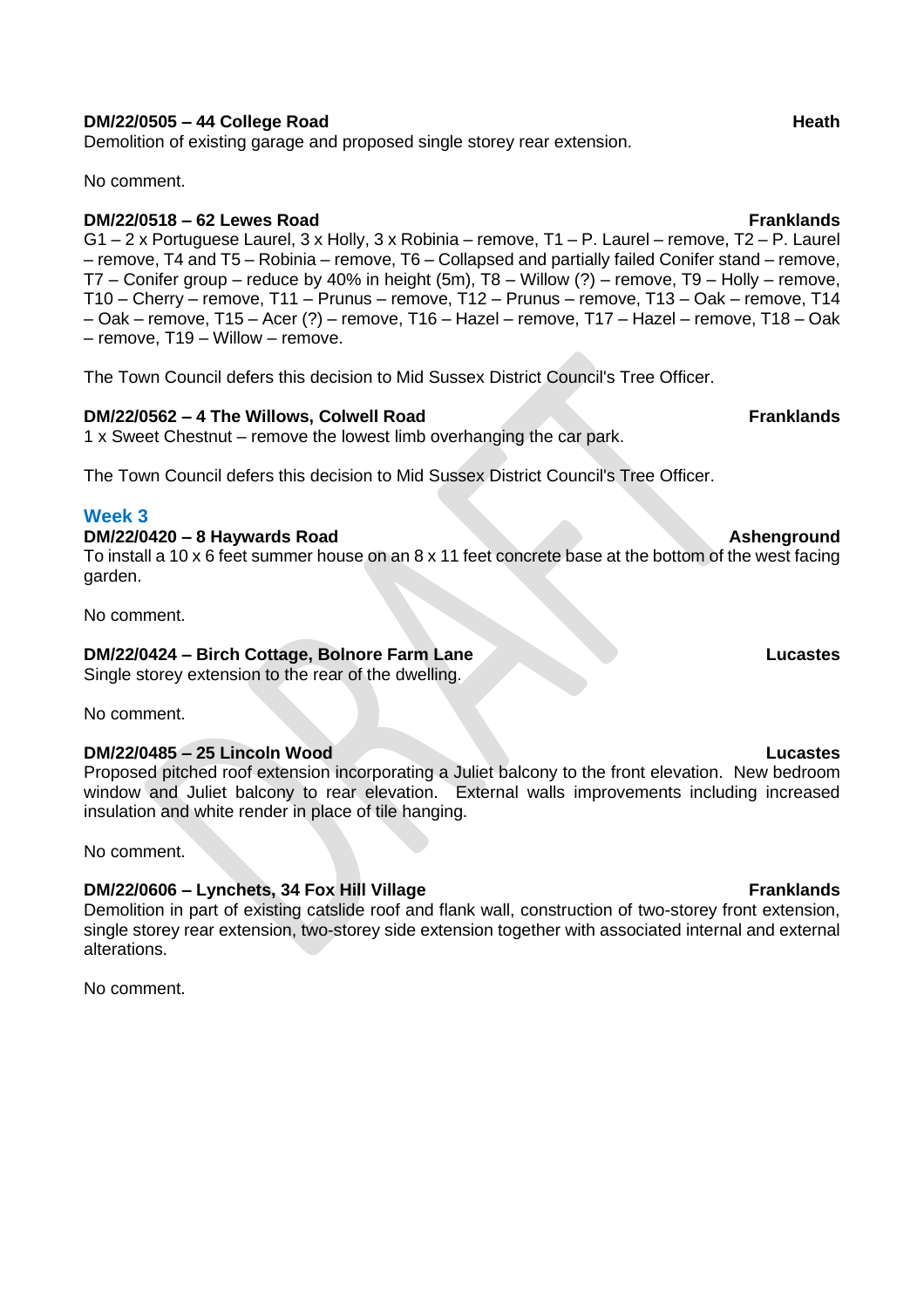**DM/22/0505 – 44 College Road** **Heath**

Demolition of existing garage and proposed single storey rear extension.

No comment.

**DM/22/0518 – 62 Lewes Road** **Franklands**

G1 – 2 x Portuguese Laurel, 3 x Holly, 3 x Robinia – remove, T1 – P. Laurel – remove, T2 – P. Laurel – remove, T4 and T5 – Robinia – remove, T6 – Collapsed and partially failed Conifer stand – remove, T7 – Conifer group – reduce by 40% in height (5m), T8 – Willow (?) – remove, T9 – Holly – remove, T10 – Cherry – remove, T11 – Prunus – remove, T12 – Prunus – remove, T13 – Oak – remove, T14 – Oak – remove, T15 – Acer (?) – remove, T16 – Hazel – remove, T17 – Hazel – remove, T18 – Oak – remove, T19 – Willow – remove.

The Town Council defers this decision to Mid Sussex District Council's Tree Officer.

**DM/22/0562 – 4 The Willows, Colwell Road** **Franklands**

1 x Sweet Chestnut – remove the lowest limb overhanging the car park.

The Town Council defers this decision to Mid Sussex District Council's Tree Officer.

## Week 3

**DM/22/0420 – 8 Haywards Road** **Ashenground**

To install a 10 x 6 feet summer house on an 8 x 11 feet concrete base at the bottom of the west facing garden.

No comment.

**DM/22/0424 – Birch Cottage, Bolnore Farm Lane** **Lucastes**

Single storey extension to the rear of the dwelling.

No comment.

**DM/22/0485 – 25 Lincoln Wood** **Lucastes**

Proposed pitched roof extension incorporating a Juliet balcony to the front elevation. New bedroom window and Juliet balcony to rear elevation. External walls improvements including increased insulation and white render in place of tile hanging.

No comment.

**DM/22/0606 – Lynchets, 34 Fox Hill Village** **Franklands**

Demolition in part of existing catslide roof and flank wall, construction of two-storey front extension, single storey rear extension, two-storey side extension together with associated internal and external alterations.

No comment.